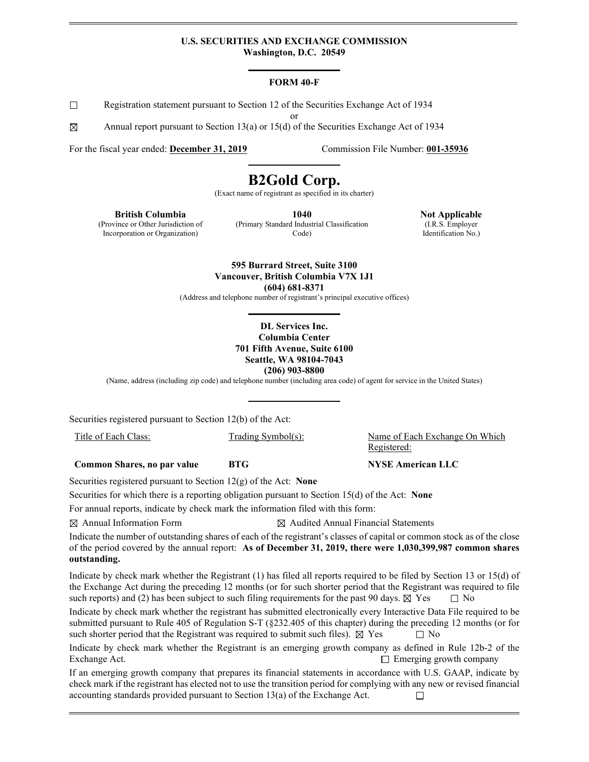**U.S. SECURITIES AND EXCHANGE COMMISSION**
**Washington, D.C. 20549**

---

**FORM 40-F**

☐ Registration statement pursuant to Section 12 of the Securities Exchange Act of 1934

or

☒ Annual report pursuant to Section 13(a) or 15(d) of the Securities Exchange Act of 1934

For the fiscal year ended: **December 31, 2019** Commission File Number: **001-35936**

---

# B2Gold Corp.

(Exact name of registrant as specified in its charter)

| **British Columbia** | **1040** | **Not Applicable** |
|---|---|---|
| (Province or Other Jurisdiction of Incorporation or Organization) | (Primary Standard Industrial Classification Code) | (I.R.S. Employer Identification No.) |

**595 Burrard Street, Suite 3100**
**Vancouver, British Columbia V7X 1J1**
**(604) 681-8371**
(Address and telephone number of registrant's principal executive offices)

---

**DL Services Inc.**
**Columbia Center**
**701 Fifth Avenue, Suite 6100**
**Seattle, WA 98104-7043**
**(206) 903-8800**
(Name, address (including zip code) and telephone number (including area code) of agent for service in the United States)

---

Securities registered pursuant to Section 12(b) of the Act:

| Title of Each Class: | Trading Symbol(s): | Name of Each Exchange On Which Registered: |
|---|---|---|
| **Common Shares, no par value** | **BTG** | **NYSE American LLC** |

Securities registered pursuant to Section 12(g) of the Act: **None**

Securities for which there is a reporting obligation pursuant to Section 15(d) of the Act: **None**

For annual reports, indicate by check mark the information filed with this form:

☒ Annual Information Form ☒ Audited Annual Financial Statements

Indicate the number of outstanding shares of each of the registrant's classes of capital or common stock as of the close of the period covered by the annual report: **As of December 31, 2019, there were 1,030,399,987 common shares outstanding.**

Indicate by check mark whether the Registrant (1) has filed all reports required to be filed by Section 13 or 15(d) of the Exchange Act during the preceding 12 months (or for such shorter period that the Registrant was required to file such reports) and (2) has been subject to such filing requirements for the past 90 days. ☒ Yes ☐ No

Indicate by check mark whether the registrant has submitted electronically every Interactive Data File required to be submitted pursuant to Rule 405 of Regulation S-T (§232.405 of this chapter) during the preceding 12 months (or for such shorter period that the Registrant was required to submit such files). ☒ Yes ☐ No

Indicate by check mark whether the Registrant is an emerging growth company as defined in Rule 12b-2 of the Exchange Act. ☐ Emerging growth company

If an emerging growth company that prepares its financial statements in accordance with U.S. GAAP, indicate by check mark if the registrant has elected not to use the transition period for complying with any new or revised financial accounting standards provided pursuant to Section 13(a) of the Exchange Act. ☐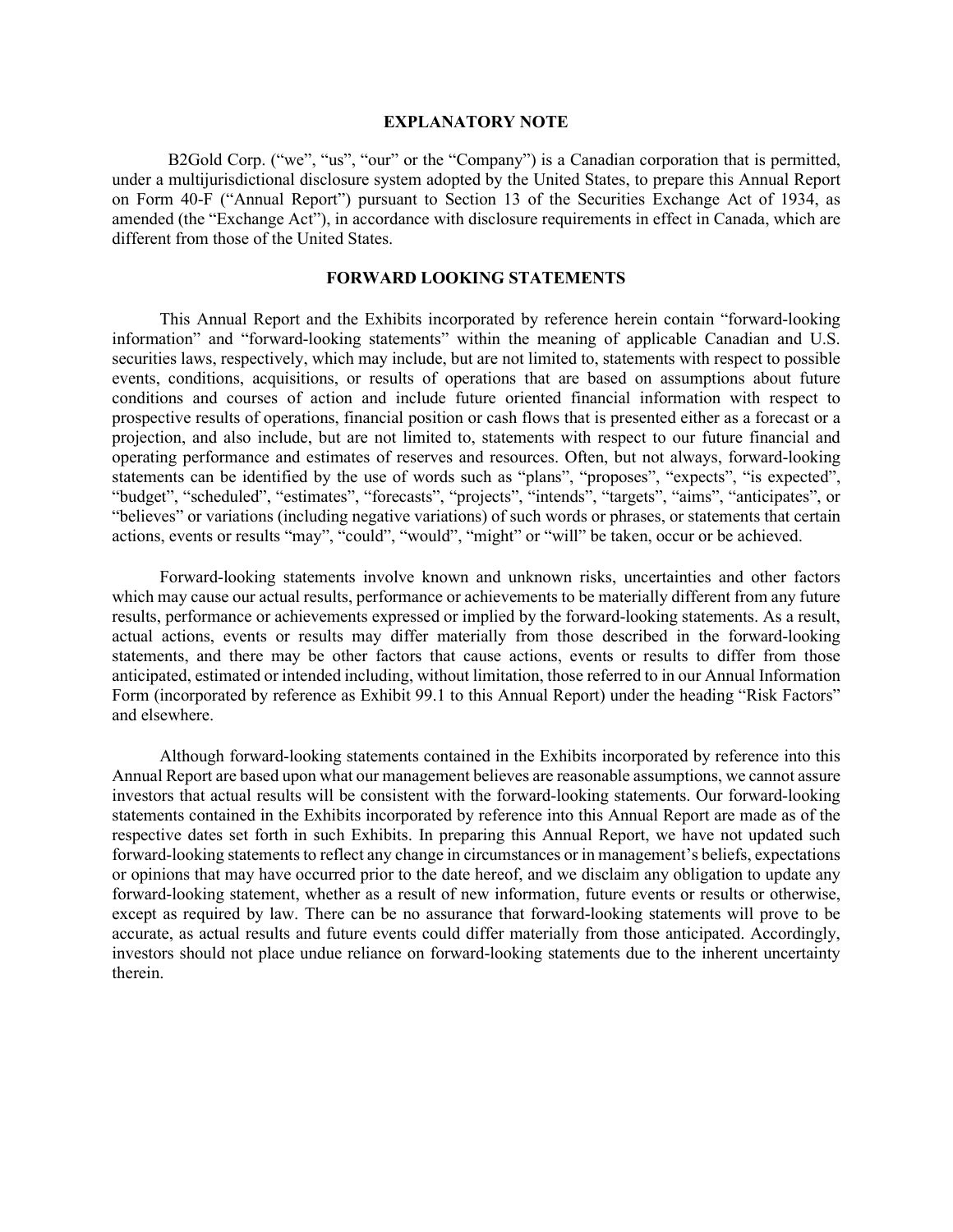## EXPLANATORY NOTE

B2Gold Corp. (“we”, “us”, “our” or the “Company”) is a Canadian corporation that is permitted, under a multijurisdictional disclosure system adopted by the United States, to prepare this Annual Report on Form 40-F (“Annual Report”) pursuant to Section 13 of the Securities Exchange Act of 1934, as amended (the “Exchange Act”), in accordance with disclosure requirements in effect in Canada, which are different from those of the United States.

## FORWARD LOOKING STATEMENTS

This Annual Report and the Exhibits incorporated by reference herein contain “forward-looking information” and “forward-looking statements” within the meaning of applicable Canadian and U.S. securities laws, respectively, which may include, but are not limited to, statements with respect to possible events, conditions, acquisitions, or results of operations that are based on assumptions about future conditions and courses of action and include future oriented financial information with respect to prospective results of operations, financial position or cash flows that is presented either as a forecast or a projection, and also include, but are not limited to, statements with respect to our future financial and operating performance and estimates of reserves and resources. Often, but not always, forward-looking statements can be identified by the use of words such as “plans”, “proposes”, “expects”, “is expected”, “budget”, “scheduled”, “estimates”, “forecasts”, “projects”, “intends”, “targets”, “aims”, “anticipates”, or “believes” or variations (including negative variations) of such words or phrases, or statements that certain actions, events or results “may”, “could”, “would”, “might” or “will” be taken, occur or be achieved.

Forward-looking statements involve known and unknown risks, uncertainties and other factors which may cause our actual results, performance or achievements to be materially different from any future results, performance or achievements expressed or implied by the forward-looking statements. As a result, actual actions, events or results may differ materially from those described in the forward-looking statements, and there may be other factors that cause actions, events or results to differ from those anticipated, estimated or intended including, without limitation, those referred to in our Annual Information Form (incorporated by reference as Exhibit 99.1 to this Annual Report) under the heading “Risk Factors” and elsewhere.

Although forward-looking statements contained in the Exhibits incorporated by reference into this Annual Report are based upon what our management believes are reasonable assumptions, we cannot assure investors that actual results will be consistent with the forward-looking statements. Our forward-looking statements contained in the Exhibits incorporated by reference into this Annual Report are made as of the respective dates set forth in such Exhibits. In preparing this Annual Report, we have not updated such forward-looking statements to reflect any change in circumstances or in management’s beliefs, expectations or opinions that may have occurred prior to the date hereof, and we disclaim any obligation to update any forward-looking statement, whether as a result of new information, future events or results or otherwise, except as required by law. There can be no assurance that forward-looking statements will prove to be accurate, as actual results and future events could differ materially from those anticipated. Accordingly, investors should not place undue reliance on forward-looking statements due to the inherent uncertainty therein.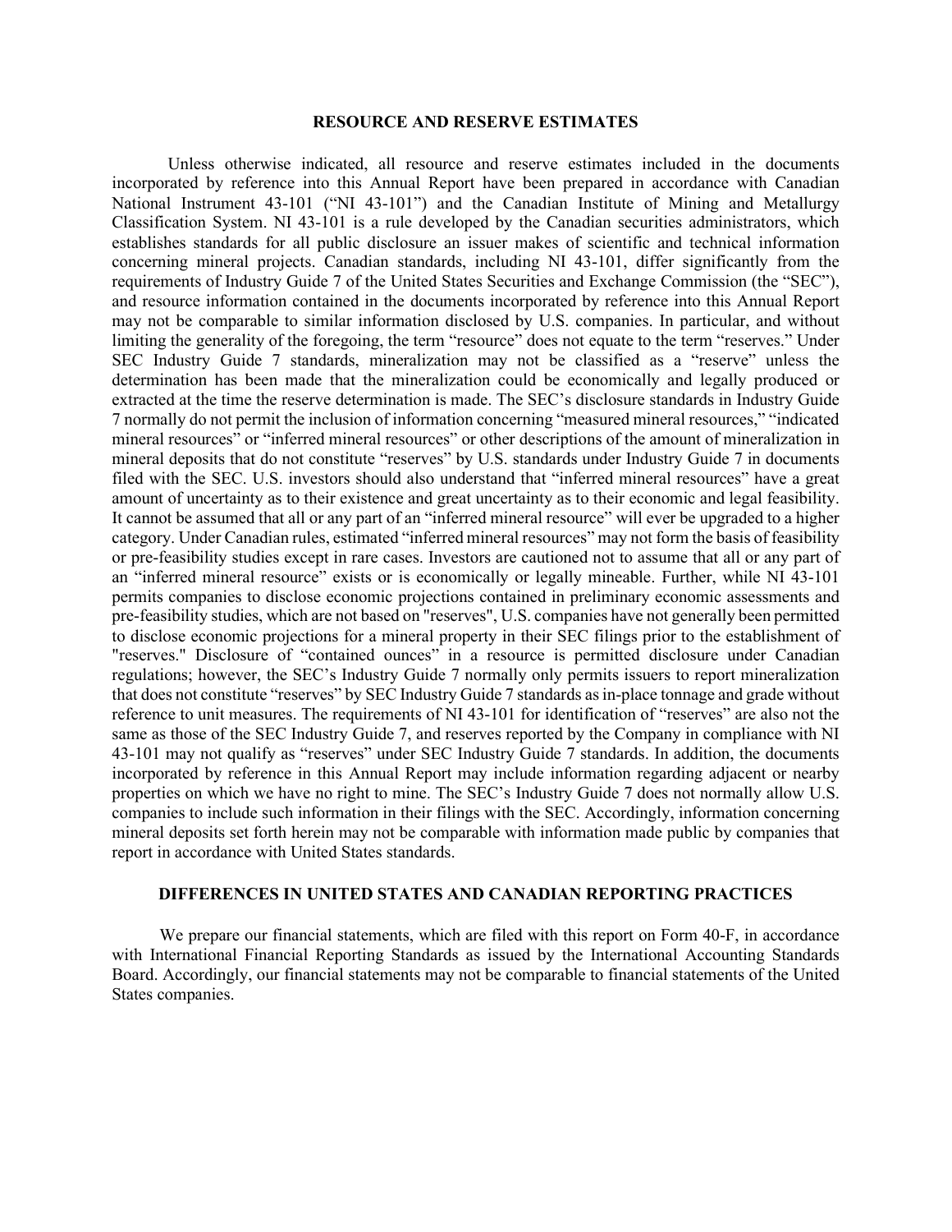## RESOURCE AND RESERVE ESTIMATES

Unless otherwise indicated, all resource and reserve estimates included in the documents incorporated by reference into this Annual Report have been prepared in accordance with Canadian National Instrument 43-101 ("NI 43-101") and the Canadian Institute of Mining and Metallurgy Classification System. NI 43-101 is a rule developed by the Canadian securities administrators, which establishes standards for all public disclosure an issuer makes of scientific and technical information concerning mineral projects. Canadian standards, including NI 43-101, differ significantly from the requirements of Industry Guide 7 of the United States Securities and Exchange Commission (the "SEC"), and resource information contained in the documents incorporated by reference into this Annual Report may not be comparable to similar information disclosed by U.S. companies. In particular, and without limiting the generality of the foregoing, the term "resource" does not equate to the term "reserves." Under SEC Industry Guide 7 standards, mineralization may not be classified as a "reserve" unless the determination has been made that the mineralization could be economically and legally produced or extracted at the time the reserve determination is made. The SEC's disclosure standards in Industry Guide 7 normally do not permit the inclusion of information concerning "measured mineral resources," "indicated mineral resources" or "inferred mineral resources" or other descriptions of the amount of mineralization in mineral deposits that do not constitute "reserves" by U.S. standards under Industry Guide 7 in documents filed with the SEC. U.S. investors should also understand that "inferred mineral resources" have a great amount of uncertainty as to their existence and great uncertainty as to their economic and legal feasibility. It cannot be assumed that all or any part of an "inferred mineral resource" will ever be upgraded to a higher category. Under Canadian rules, estimated "inferred mineral resources" may not form the basis of feasibility or pre-feasibility studies except in rare cases. Investors are cautioned not to assume that all or any part of an "inferred mineral resource" exists or is economically or legally mineable. Further, while NI 43-101 permits companies to disclose economic projections contained in preliminary economic assessments and pre-feasibility studies, which are not based on "reserves", U.S. companies have not generally been permitted to disclose economic projections for a mineral property in their SEC filings prior to the establishment of "reserves." Disclosure of "contained ounces" in a resource is permitted disclosure under Canadian regulations; however, the SEC's Industry Guide 7 normally only permits issuers to report mineralization that does not constitute "reserves" by SEC Industry Guide 7 standards as in-place tonnage and grade without reference to unit measures. The requirements of NI 43-101 for identification of "reserves" are also not the same as those of the SEC Industry Guide 7, and reserves reported by the Company in compliance with NI 43-101 may not qualify as "reserves" under SEC Industry Guide 7 standards. In addition, the documents incorporated by reference in this Annual Report may include information regarding adjacent or nearby properties on which we have no right to mine. The SEC's Industry Guide 7 does not normally allow U.S. companies to include such information in their filings with the SEC. Accordingly, information concerning mineral deposits set forth herein may not be comparable with information made public by companies that report in accordance with United States standards.

## DIFFERENCES IN UNITED STATES AND CANADIAN REPORTING PRACTICES

We prepare our financial statements, which are filed with this report on Form 40-F, in accordance with International Financial Reporting Standards as issued by the International Accounting Standards Board. Accordingly, our financial statements may not be comparable to financial statements of the United States companies.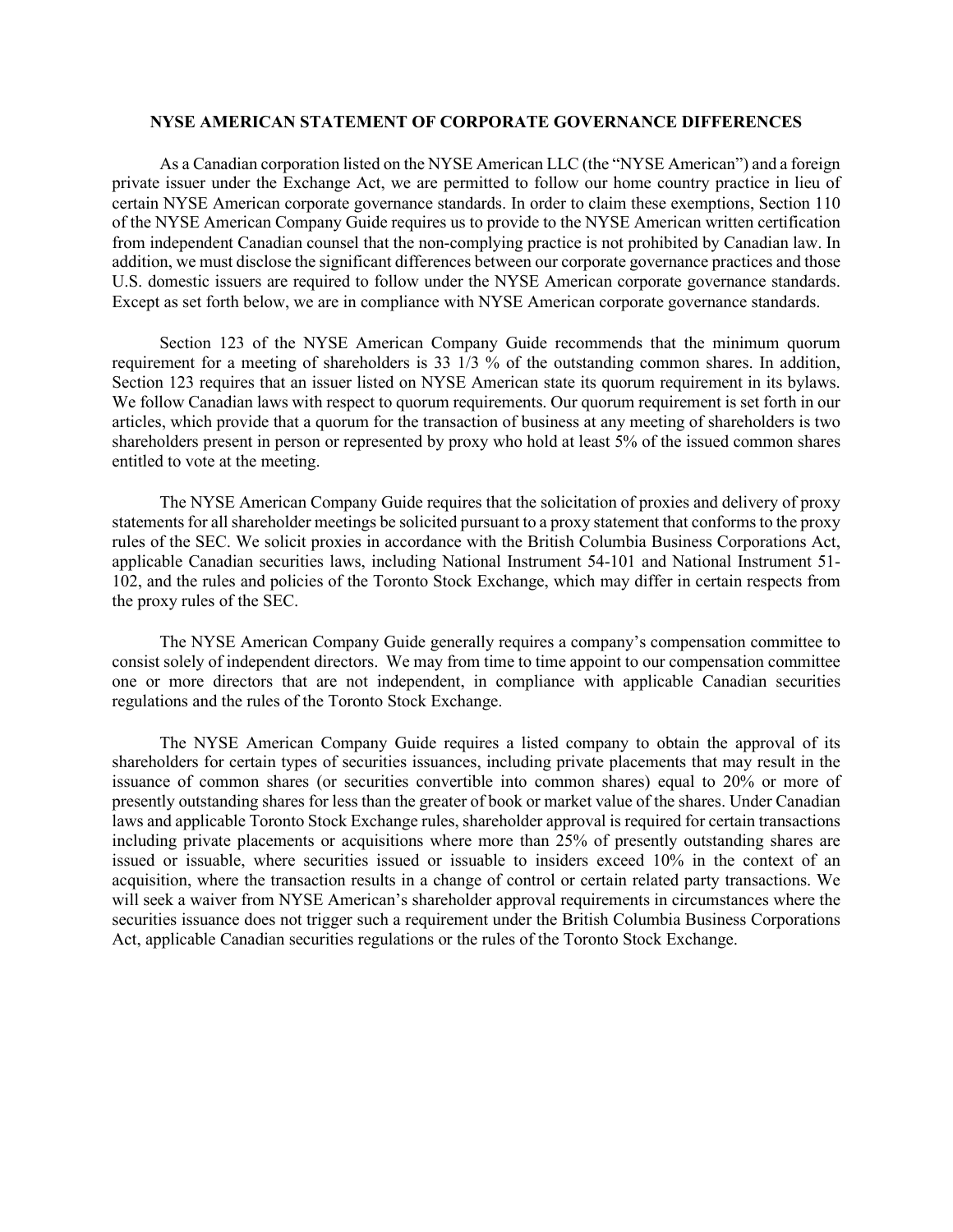## NYSE AMERICAN STATEMENT OF CORPORATE GOVERNANCE DIFFERENCES

As a Canadian corporation listed on the NYSE American LLC (the "NYSE American") and a foreign private issuer under the Exchange Act, we are permitted to follow our home country practice in lieu of certain NYSE American corporate governance standards. In order to claim these exemptions, Section 110 of the NYSE American Company Guide requires us to provide to the NYSE American written certification from independent Canadian counsel that the non-complying practice is not prohibited by Canadian law. In addition, we must disclose the significant differences between our corporate governance practices and those U.S. domestic issuers are required to follow under the NYSE American corporate governance standards. Except as set forth below, we are in compliance with NYSE American corporate governance standards.

Section 123 of the NYSE American Company Guide recommends that the minimum quorum requirement for a meeting of shareholders is 33 1/3 % of the outstanding common shares. In addition, Section 123 requires that an issuer listed on NYSE American state its quorum requirement in its bylaws. We follow Canadian laws with respect to quorum requirements. Our quorum requirement is set forth in our articles, which provide that a quorum for the transaction of business at any meeting of shareholders is two shareholders present in person or represented by proxy who hold at least 5% of the issued common shares entitled to vote at the meeting.

The NYSE American Company Guide requires that the solicitation of proxies and delivery of proxy statements for all shareholder meetings be solicited pursuant to a proxy statement that conforms to the proxy rules of the SEC. We solicit proxies in accordance with the British Columbia Business Corporations Act, applicable Canadian securities laws, including National Instrument 54-101 and National Instrument 51-102, and the rules and policies of the Toronto Stock Exchange, which may differ in certain respects from the proxy rules of the SEC.

The NYSE American Company Guide generally requires a company's compensation committee to consist solely of independent directors. We may from time to time appoint to our compensation committee one or more directors that are not independent, in compliance with applicable Canadian securities regulations and the rules of the Toronto Stock Exchange.

The NYSE American Company Guide requires a listed company to obtain the approval of its shareholders for certain types of securities issuances, including private placements that may result in the issuance of common shares (or securities convertible into common shares) equal to 20% or more of presently outstanding shares for less than the greater of book or market value of the shares. Under Canadian laws and applicable Toronto Stock Exchange rules, shareholder approval is required for certain transactions including private placements or acquisitions where more than 25% of presently outstanding shares are issued or issuable, where securities issued or issuable to insiders exceed 10% in the context of an acquisition, where the transaction results in a change of control or certain related party transactions. We will seek a waiver from NYSE American's shareholder approval requirements in circumstances where the securities issuance does not trigger such a requirement under the British Columbia Business Corporations Act, applicable Canadian securities regulations or the rules of the Toronto Stock Exchange.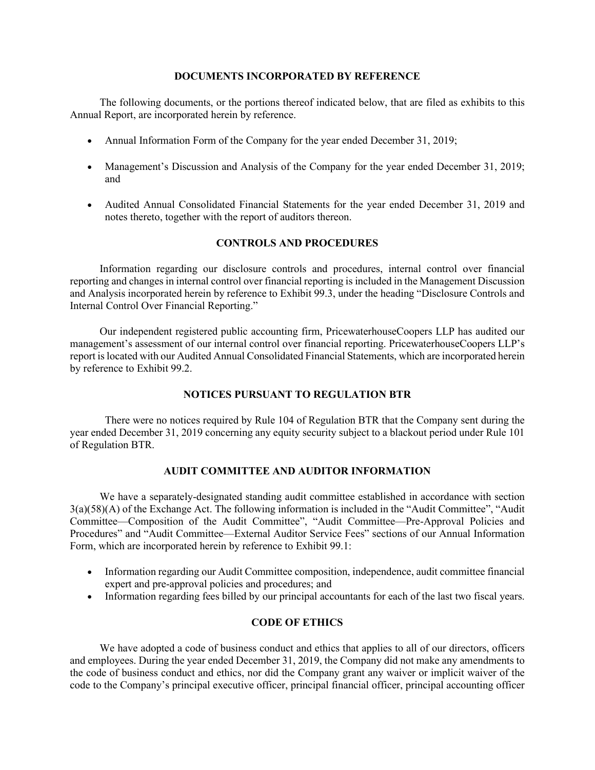## DOCUMENTS INCORPORATED BY REFERENCE

The following documents, or the portions thereof indicated below, that are filed as exhibits to this Annual Report, are incorporated herein by reference.

- Annual Information Form of the Company for the year ended December 31, 2019;
- Management's Discussion and Analysis of the Company for the year ended December 31, 2019; and
- Audited Annual Consolidated Financial Statements for the year ended December 31, 2019 and notes thereto, together with the report of auditors thereon.

## CONTROLS AND PROCEDURES

Information regarding our disclosure controls and procedures, internal control over financial reporting and changes in internal control over financial reporting is included in the Management Discussion and Analysis incorporated herein by reference to Exhibit 99.3, under the heading "Disclosure Controls and Internal Control Over Financial Reporting."

Our independent registered public accounting firm, PricewaterhouseCoopers LLP has audited our management's assessment of our internal control over financial reporting. PricewaterhouseCoopers LLP's report is located with our Audited Annual Consolidated Financial Statements, which are incorporated herein by reference to Exhibit 99.2.

## NOTICES PURSUANT TO REGULATION BTR

There were no notices required by Rule 104 of Regulation BTR that the Company sent during the year ended December 31, 2019 concerning any equity security subject to a blackout period under Rule 101 of Regulation BTR.

## AUDIT COMMITTEE AND AUDITOR INFORMATION

We have a separately-designated standing audit committee established in accordance with section 3(a)(58)(A) of the Exchange Act. The following information is included in the "Audit Committee", "Audit Committee—Composition of the Audit Committee", "Audit Committee—Pre-Approval Policies and Procedures" and "Audit Committee—External Auditor Service Fees" sections of our Annual Information Form, which are incorporated herein by reference to Exhibit 99.1:

- Information regarding our Audit Committee composition, independence, audit committee financial expert and pre-approval policies and procedures; and
- Information regarding fees billed by our principal accountants for each of the last two fiscal years.

## CODE OF ETHICS

We have adopted a code of business conduct and ethics that applies to all of our directors, officers and employees. During the year ended December 31, 2019, the Company did not make any amendments to the code of business conduct and ethics, nor did the Company grant any waiver or implicit waiver of the code to the Company's principal executive officer, principal financial officer, principal accounting officer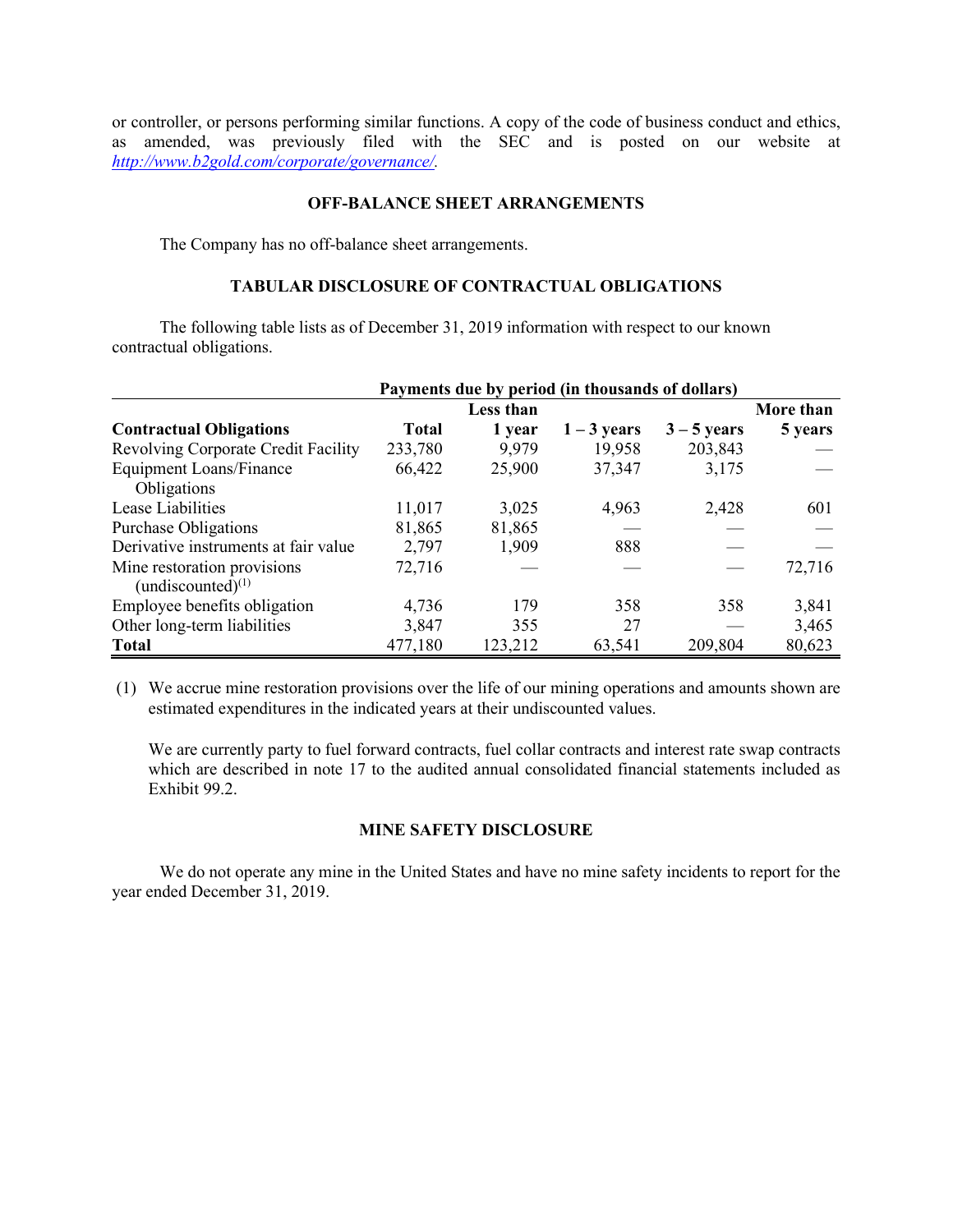or controller, or persons performing similar functions. A copy of the code of business conduct and ethics, as amended, was previously filed with the SEC and is posted on our website at *http://www.b2gold.com/corporate/governance/*.

## OFF-BALANCE SHEET ARRANGEMENTS

The Company has no off-balance sheet arrangements.

## TABULAR DISCLOSURE OF CONTRACTUAL OBLIGATIONS

The following table lists as of December 31, 2019 information with respect to our known contractual obligations.

| | Payments due by period (in thousands of dollars) | | | | |
|---|---|---|---|---|---|
| **Contractual Obligations** | **Total** | **Less than 1 year** | **1 – 3 years** | **3 – 5 years** | **More than 5 years** |
| Revolving Corporate Credit Facility | 233,780 | 9,979 | 19,958 | 203,843 | — |
| Equipment Loans/Finance Obligations | 66,422 | 25,900 | 37,347 | 3,175 | — |
| Lease Liabilities | 11,017 | 3,025 | 4,963 | 2,428 | 601 |
| Purchase Obligations | 81,865 | 81,865 | — | — | — |
| Derivative instruments at fair value | 2,797 | 1,909 | 888 | — | — |
| Mine restoration provisions (undiscounted)[(1)] | 72,716 | — | — | — | 72,716 |
| Employee benefits obligation | 4,736 | 179 | 358 | 358 | 3,841 |
| Other long-term liabilities | 3,847 | 355 | 27 | — | 3,465 |
| **Total** | 477,180 | 123,212 | 63,541 | 209,804 | 80,623 |

(1) We accrue mine restoration provisions over the life of our mining operations and amounts shown are estimated expenditures in the indicated years at their undiscounted values.

We are currently party to fuel forward contracts, fuel collar contracts and interest rate swap contracts which are described in note 17 to the audited annual consolidated financial statements included as Exhibit 99.2.

## MINE SAFETY DISCLOSURE

We do not operate any mine in the United States and have no mine safety incidents to report for the year ended December 31, 2019.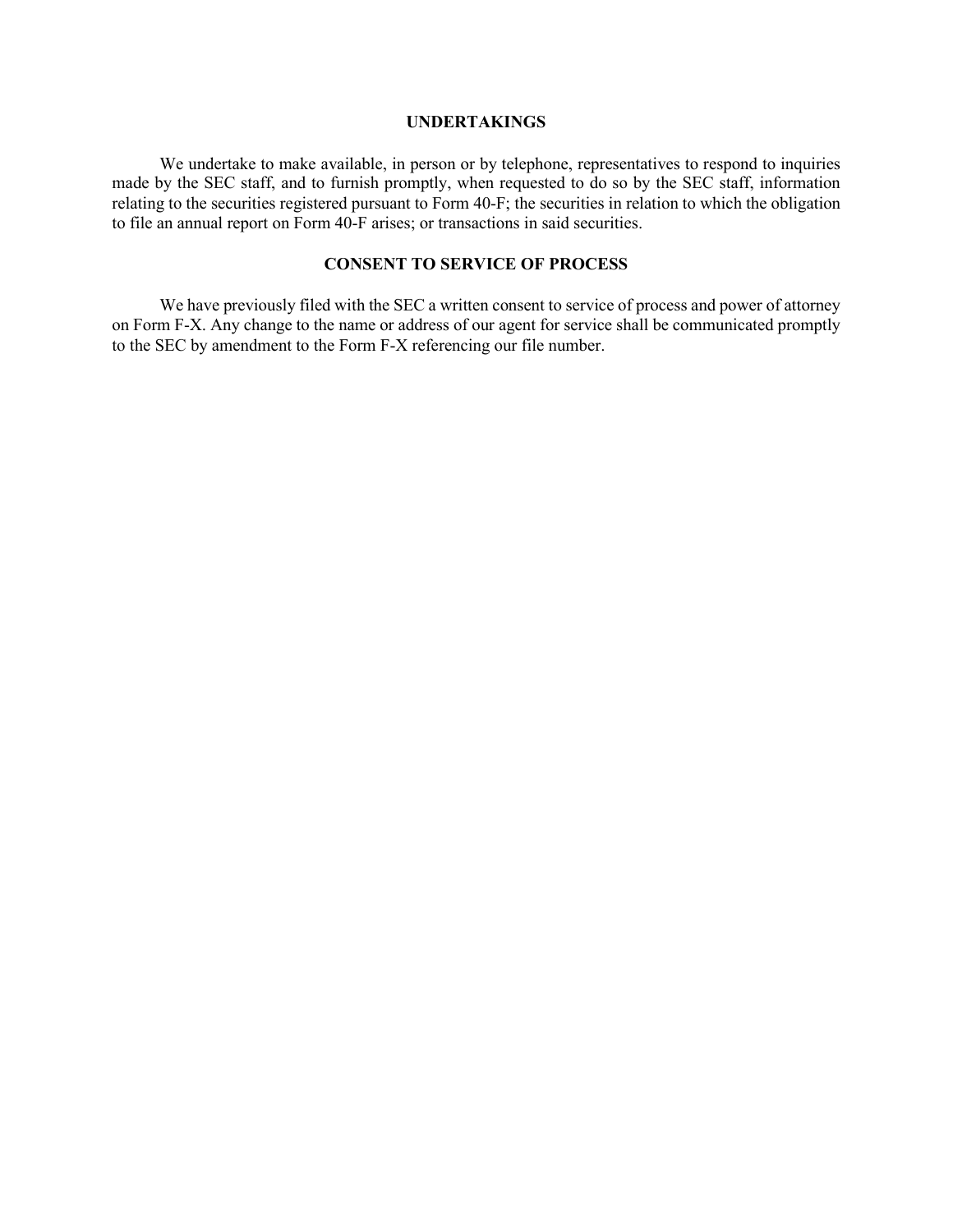## UNDERTAKINGS

We undertake to make available, in person or by telephone, representatives to respond to inquiries made by the SEC staff, and to furnish promptly, when requested to do so by the SEC staff, information relating to the securities registered pursuant to Form 40-F; the securities in relation to which the obligation to file an annual report on Form 40-F arises; or transactions in said securities.

## CONSENT TO SERVICE OF PROCESS

We have previously filed with the SEC a written consent to service of process and power of attorney on Form F-X. Any change to the name or address of our agent for service shall be communicated promptly to the SEC by amendment to the Form F-X referencing our file number.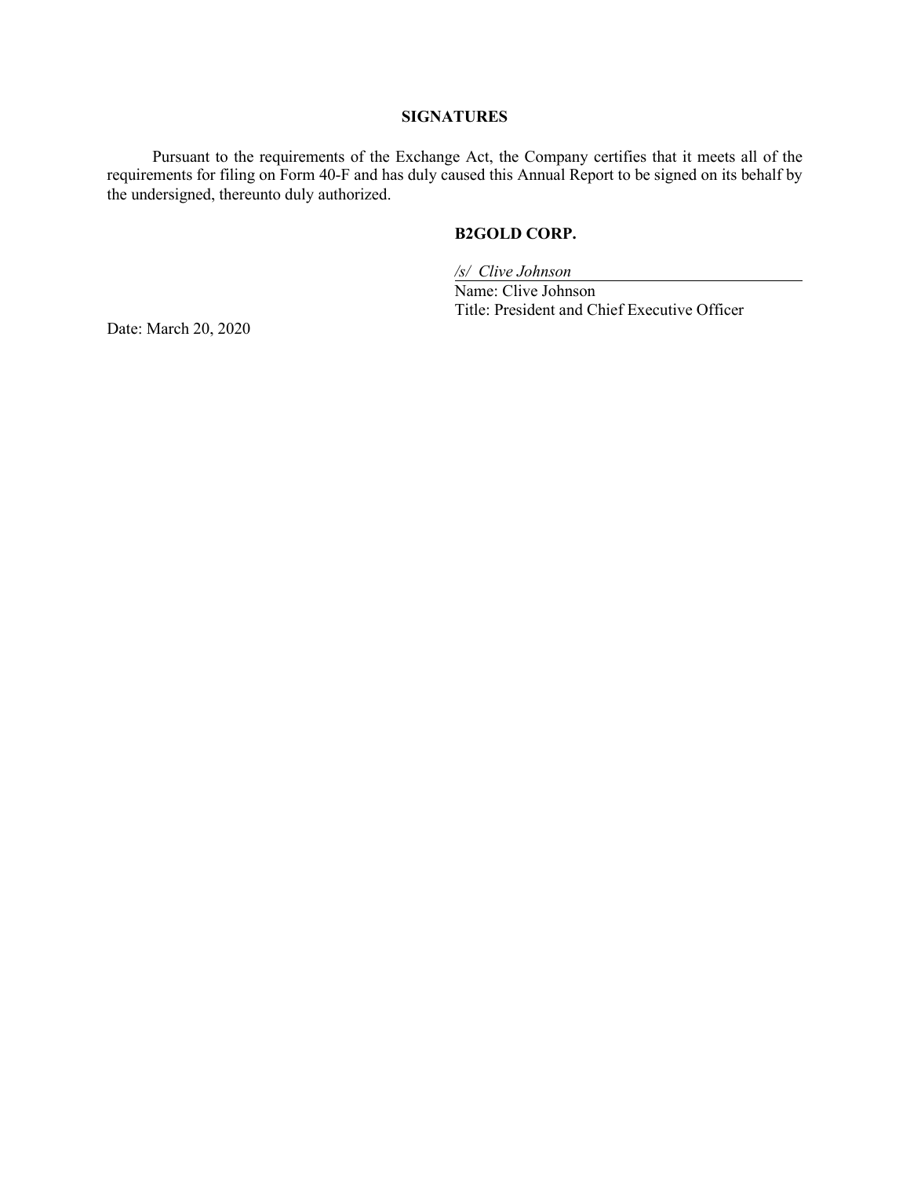## SIGNATURES

Pursuant to the requirements of the Exchange Act, the Company certifies that it meets all of the requirements for filing on Form 40-F and has duly caused this Annual Report to be signed on its behalf by the undersigned, thereunto duly authorized.

**B2GOLD CORP.**

*/s/ Clive Johnson*

Name: Clive Johnson

Title: President and Chief Executive Officer

Date: March 20, 2020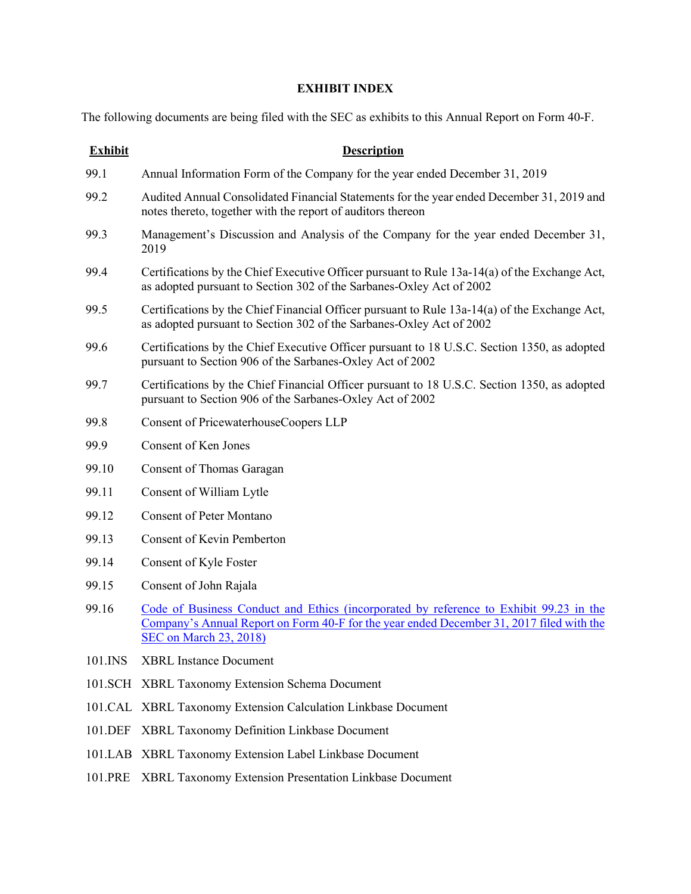**EXHIBIT INDEX**

The following documents are being filed with the SEC as exhibits to this Annual Report on Form 40-F.

| Exhibit | Description |
| --- | --- |
| 99.1 | Annual Information Form of the Company for the year ended December 31, 2019 |
| 99.2 | Audited Annual Consolidated Financial Statements for the year ended December 31, 2019 and notes thereto, together with the report of auditors thereon |
| 99.3 | Management's Discussion and Analysis of the Company for the year ended December 31, 2019 |
| 99.4 | Certifications by the Chief Executive Officer pursuant to Rule 13a-14(a) of the Exchange Act, as adopted pursuant to Section 302 of the Sarbanes-Oxley Act of 2002 |
| 99.5 | Certifications by the Chief Financial Officer pursuant to Rule 13a-14(a) of the Exchange Act, as adopted pursuant to Section 302 of the Sarbanes-Oxley Act of 2002 |
| 99.6 | Certifications by the Chief Executive Officer pursuant to 18 U.S.C. Section 1350, as adopted pursuant to Section 906 of the Sarbanes-Oxley Act of 2002 |
| 99.7 | Certifications by the Chief Financial Officer pursuant to 18 U.S.C. Section 1350, as adopted pursuant to Section 906 of the Sarbanes-Oxley Act of 2002 |
| 99.8 | Consent of PricewaterhouseCoopers LLP |
| 99.9 | Consent of Ken Jones |
| 99.10 | Consent of Thomas Garagan |
| 99.11 | Consent of William Lytle |
| 99.12 | Consent of Peter Montano |
| 99.13 | Consent of Kevin Pemberton |
| 99.14 | Consent of Kyle Foster |
| 99.15 | Consent of John Rajala |
| 99.16 | Code of Business Conduct and Ethics (incorporated by reference to Exhibit 99.23 in the Company's Annual Report on Form 40-F for the year ended December 31, 2017 filed with the SEC on March 23, 2018) |
| 101.INS | XBRL Instance Document |
| 101.SCH | XBRL Taxonomy Extension Schema Document |
| 101.CAL | XBRL Taxonomy Extension Calculation Linkbase Document |
| 101.DEF | XBRL Taxonomy Definition Linkbase Document |
| 101.LAB | XBRL Taxonomy Extension Label Linkbase Document |
| 101.PRE | XBRL Taxonomy Extension Presentation Linkbase Document |